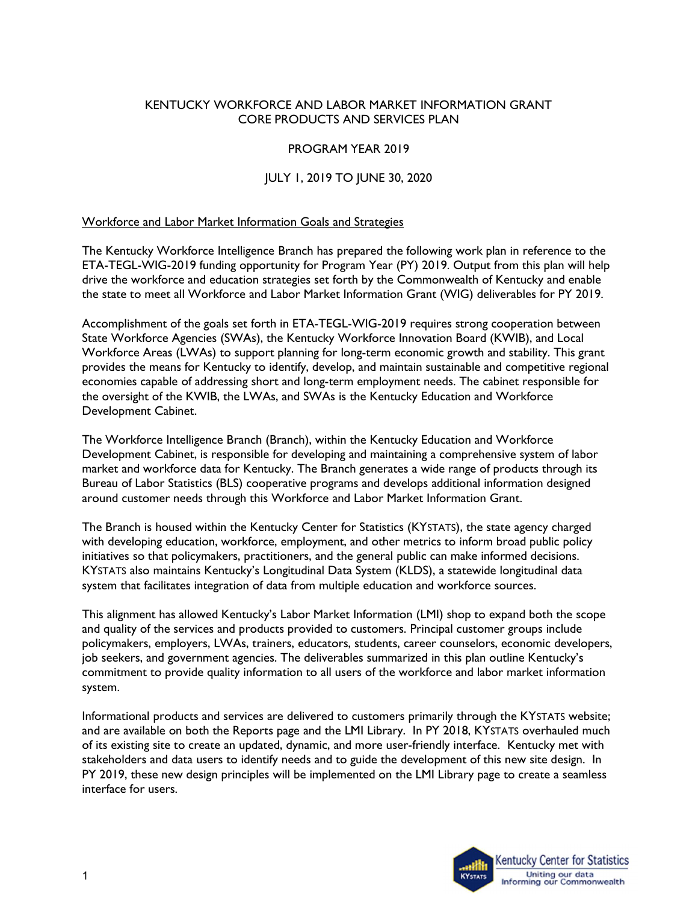# KENTUCKY WORKFORCE AND LABOR MARKET INFORMATION GRANT
# CORE PRODUCTS AND SERVICES PLAN

## PROGRAM YEAR 2019

## JULY 1, 2019 TO JUNE 30, 2020

### Workforce and Labor Market Information Goals and Strategies

The Kentucky Workforce Intelligence Branch has prepared the following work plan in reference to the ETA-TEGL-WIG-2019 funding opportunity for Program Year (PY) 2019. Output from this plan will help drive the workforce and education strategies set forth by the Commonwealth of Kentucky and enable the state to meet all Workforce and Labor Market Information Grant (WIG) deliverables for PY 2019.

Accomplishment of the goals set forth in ETA-TEGL-WIG-2019 requires strong cooperation between State Workforce Agencies (SWAs), the Kentucky Workforce Innovation Board (KWIB), and Local Workforce Areas (LWAs) to support planning for long-term economic growth and stability. This grant provides the means for Kentucky to identify, develop, and maintain sustainable and competitive regional economies capable of addressing short and long-term employment needs. The cabinet responsible for the oversight of the KWIB, the LWAs, and SWAs is the Kentucky Education and Workforce Development Cabinet.

The Workforce Intelligence Branch (Branch), within the Kentucky Education and Workforce Development Cabinet, is responsible for developing and maintaining a comprehensive system of labor market and workforce data for Kentucky. The Branch generates a wide range of products through its Bureau of Labor Statistics (BLS) cooperative programs and develops additional information designed around customer needs through this Workforce and Labor Market Information Grant.

The Branch is housed within the Kentucky Center for Statistics (KYSTATS), the state agency charged with developing education, workforce, employment, and other metrics to inform broad public policy initiatives so that policymakers, practitioners, and the general public can make informed decisions. KYSTATS also maintains Kentucky's Longitudinal Data System (KLDS), a statewide longitudinal data system that facilitates integration of data from multiple education and workforce sources.

This alignment has allowed Kentucky's Labor Market Information (LMI) shop to expand both the scope and quality of the services and products provided to customers. Principal customer groups include policymakers, employers, LWAs, trainers, educators, students, career counselors, economic developers, job seekers, and government agencies. The deliverables summarized in this plan outline Kentucky's commitment to provide quality information to all users of the workforce and labor market information system.

Informational products and services are delivered to customers primarily through the KYSTATS website; and are available on both the Reports page and the LMI Library. In PY 2018, KYSTATS overhauled much of its existing site to create an updated, dynamic, and more user-friendly interface. Kentucky met with stakeholders and data users to identify needs and to guide the development of this new site design. In PY 2019, these new design principles will be implemented on the LMI Library page to create a seamless interface for users.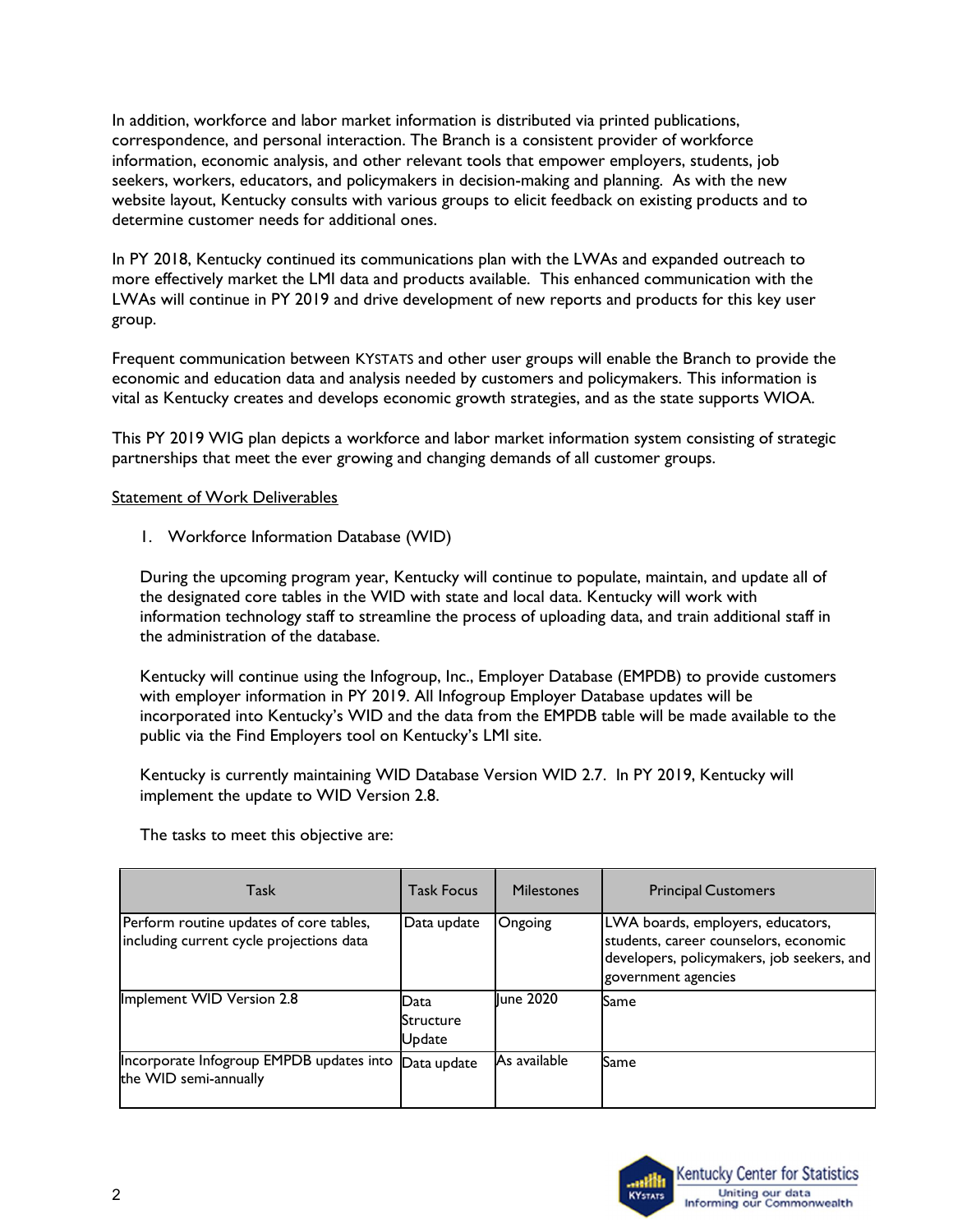In addition, workforce and labor market information is distributed via printed publications, correspondence, and personal interaction. The Branch is a consistent provider of workforce information, economic analysis, and other relevant tools that empower employers, students, job seekers, workers, educators, and policymakers in decision-making and planning. As with the new website layout, Kentucky consults with various groups to elicit feedback on existing products and to determine customer needs for additional ones.

In PY 2018, Kentucky continued its communications plan with the LWAs and expanded outreach to more effectively market the LMI data and products available. This enhanced communication with the LWAs will continue in PY 2019 and drive development of new reports and products for this key user group.

Frequent communication between KYSTATS and other user groups will enable the Branch to provide the economic and education data and analysis needed by customers and policymakers. This information is vital as Kentucky creates and develops economic growth strategies, and as the state supports WIOA.

This PY 2019 WIG plan depicts a workforce and labor market information system consisting of strategic partnerships that meet the ever growing and changing demands of all customer groups.

Statement of Work Deliverables

1. Workforce Information Database (WID)

During the upcoming program year, Kentucky will continue to populate, maintain, and update all of the designated core tables in the WID with state and local data. Kentucky will work with information technology staff to streamline the process of uploading data, and train additional staff in the administration of the database.

Kentucky will continue using the Infogroup, Inc., Employer Database (EMPDB) to provide customers with employer information in PY 2019. All Infogroup Employer Database updates will be incorporated into Kentucky's WID and the data from the EMPDB table will be made available to the public via the Find Employers tool on Kentucky's LMI site.

Kentucky is currently maintaining WID Database Version WID 2.7. In PY 2019, Kentucky will implement the update to WID Version 2.8.

The tasks to meet this objective are:

| Task | Task Focus | Milestones | Principal Customers |
|---|---|---|---|
| Perform routine updates of core tables, including current cycle projections data | Data update | Ongoing | LWA boards, employers, educators, students, career counselors, economic developers, policymakers, job seekers, and government agencies |
| Implement WID Version 2.8 | Data Structure Update | June 2020 | Same |
| Incorporate Infogroup EMPDB updates into the WID semi-annually | Data update | As available | Same |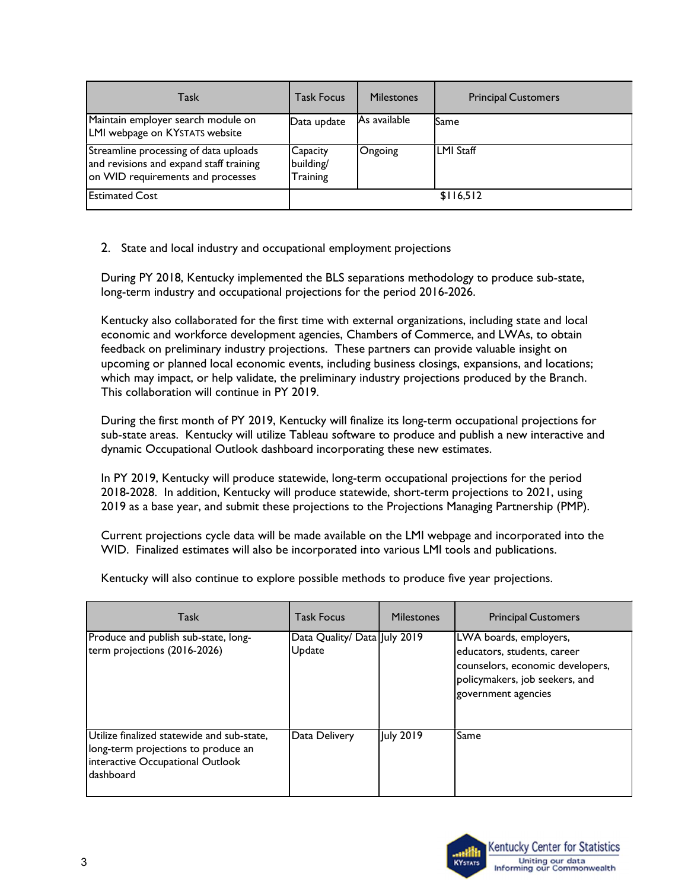| Task | Task Focus | Milestones | Principal Customers |
| --- | --- | --- | --- |
| Maintain employer search module on LMI webpage on KYSTATS website | Data update | As available | Same |
| Streamline processing of data uploads and revisions and expand staff training on WID requirements and processes | Capacity building/ Training | Ongoing | LMI Staff |
| Estimated Cost | $116,512 | | |

2. State and local industry and occupational employment projections

During PY 2018, Kentucky implemented the BLS separations methodology to produce sub-state, long-term industry and occupational projections for the period 2016-2026.

Kentucky also collaborated for the first time with external organizations, including state and local economic and workforce development agencies, Chambers of Commerce, and LWAs, to obtain feedback on preliminary industry projections. These partners can provide valuable insight on upcoming or planned local economic events, including business closings, expansions, and locations; which may impact, or help validate, the preliminary industry projections produced by the Branch. This collaboration will continue in PY 2019.

During the first month of PY 2019, Kentucky will finalize its long-term occupational projections for sub-state areas. Kentucky will utilize Tableau software to produce and publish a new interactive and dynamic Occupational Outlook dashboard incorporating these new estimates.

In PY 2019, Kentucky will produce statewide, long-term occupational projections for the period 2018-2028. In addition, Kentucky will produce statewide, short-term projections to 2021, using 2019 as a base year, and submit these projections to the Projections Managing Partnership (PMP).

Current projections cycle data will be made available on the LMI webpage and incorporated into the WID. Finalized estimates will also be incorporated into various LMI tools and publications.

Kentucky will also continue to explore possible methods to produce five year projections.

| Task | Task Focus | Milestones | Principal Customers |
| --- | --- | --- | --- |
| Produce and publish sub-state, long-term projections (2016-2026) | Data Quality/ Data Update | July 2019 | LWA boards, employers, educators, students, career counselors, economic developers, policymakers, job seekers, and government agencies |
| Utilize finalized statewide and sub-state, long-term projections to produce an interactive Occupational Outlook dashboard | Data Delivery | July 2019 | Same |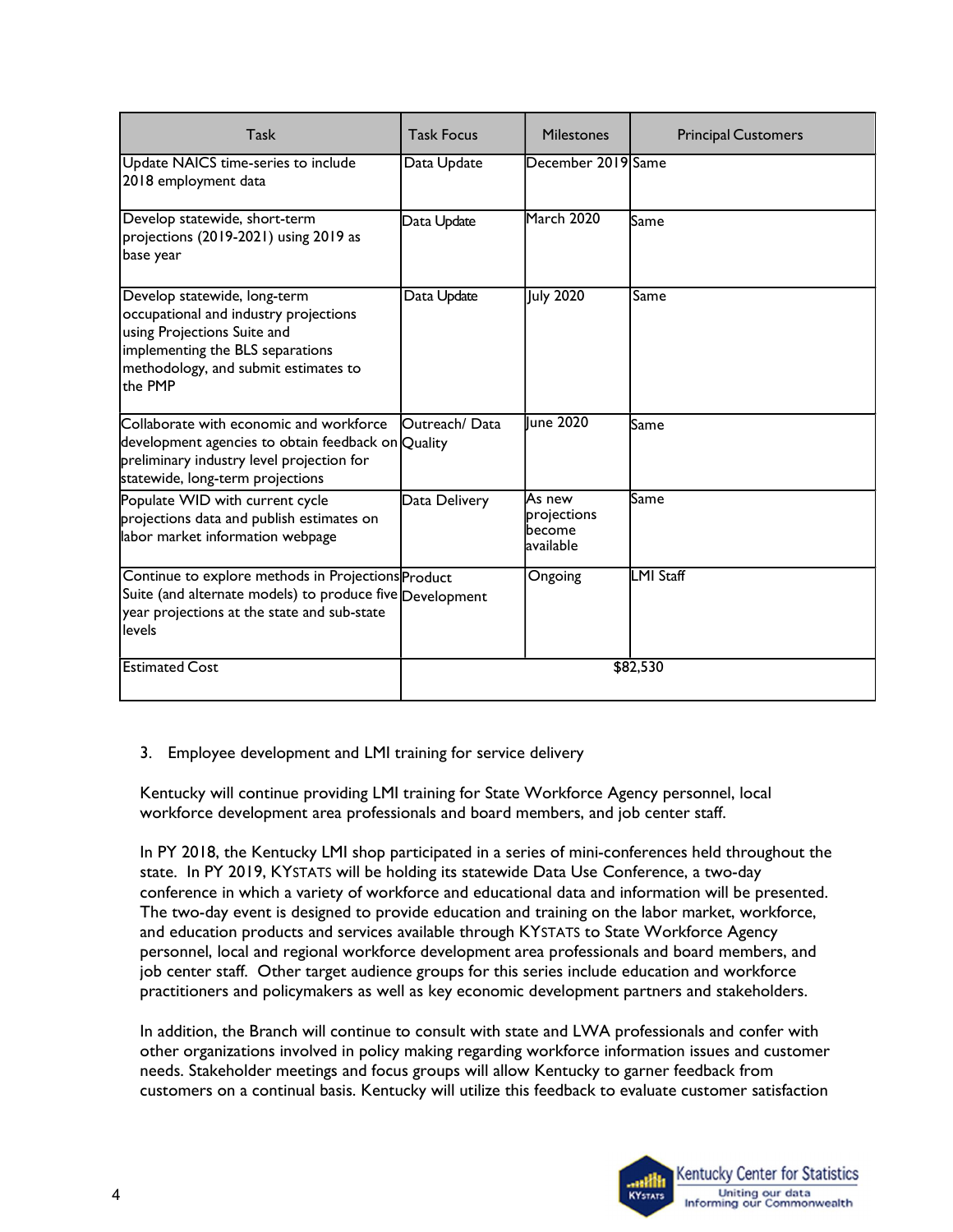| Task | Task Focus | Milestones | Principal Customers |
|---|---|---|---|
| Update NAICS time-series to include 2018 employment data | Data Update | December 2019 | Same |
| Develop statewide, short-term projections (2019-2021) using 2019 as base year | Data Update | March 2020 | Same |
| Develop statewide, long-term occupational and industry projections using Projections Suite and implementing the BLS separations methodology, and submit estimates to the PMP | Data Update | July 2020 | Same |
| Collaborate with economic and workforce development agencies to obtain feedback on preliminary industry level projection for statewide, long-term projections | Outreach/ Data Quality | June 2020 | Same |
| Populate WID with current cycle projections data and publish estimates on labor market information webpage | Data Delivery | As new projections become available | Same |
| Continue to explore methods in Projections Suite (and alternate models) to produce five year projections at the state and sub-state levels | Product Development | Ongoing | LMI Staff |
| Estimated Cost | $82,530 | | |

3. Employee development and LMI training for service delivery

Kentucky will continue providing LMI training for State Workforce Agency personnel, local workforce development area professionals and board members, and job center staff.

In PY 2018, the Kentucky LMI shop participated in a series of mini-conferences held throughout the state. In PY 2019, KYSTATS will be holding its statewide Data Use Conference, a two-day conference in which a variety of workforce and educational data and information will be presented. The two-day event is designed to provide education and training on the labor market, workforce, and education products and services available through KYSTATS to State Workforce Agency personnel, local and regional workforce development area professionals and board members, and job center staff. Other target audience groups for this series include education and workforce practitioners and policymakers as well as key economic development partners and stakeholders.

In addition, the Branch will continue to consult with state and LWA professionals and confer with other organizations involved in policy making regarding workforce information issues and customer needs. Stakeholder meetings and focus groups will allow Kentucky to garner feedback from customers on a continual basis. Kentucky will utilize this feedback to evaluate customer satisfaction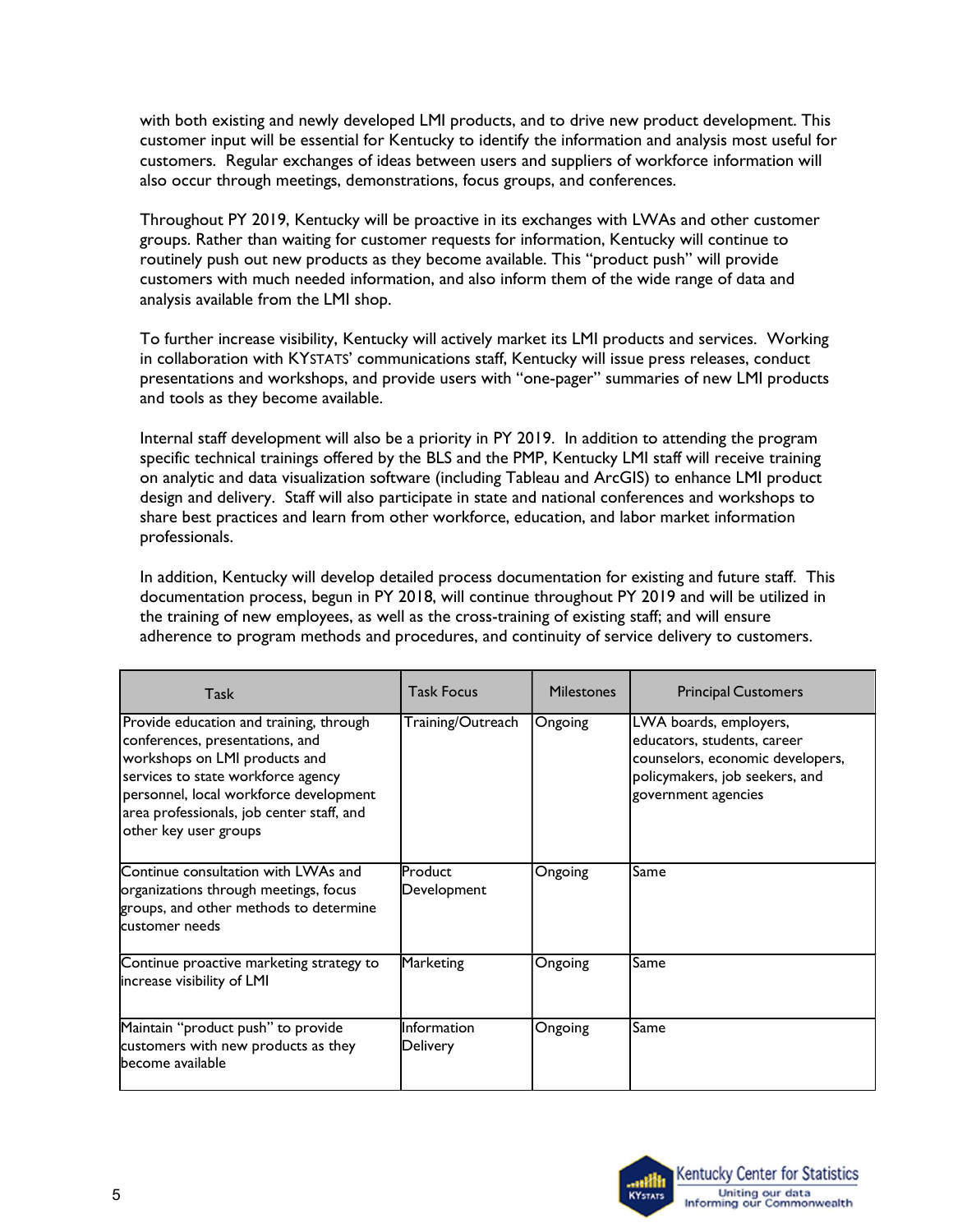with both existing and newly developed LMI products, and to drive new product development. This customer input will be essential for Kentucky to identify the information and analysis most useful for customers. Regular exchanges of ideas between users and suppliers of workforce information will also occur through meetings, demonstrations, focus groups, and conferences.

Throughout PY 2019, Kentucky will be proactive in its exchanges with LWAs and other customer groups. Rather than waiting for customer requests for information, Kentucky will continue to routinely push out new products as they become available. This "product push" will provide customers with much needed information, and also inform them of the wide range of data and analysis available from the LMI shop.

To further increase visibility, Kentucky will actively market its LMI products and services. Working in collaboration with KYSTATS' communications staff, Kentucky will issue press releases, conduct presentations and workshops, and provide users with "one-pager" summaries of new LMI products and tools as they become available.

Internal staff development will also be a priority in PY 2019. In addition to attending the program specific technical trainings offered by the BLS and the PMP, Kentucky LMI staff will receive training on analytic and data visualization software (including Tableau and ArcGIS) to enhance LMI product design and delivery. Staff will also participate in state and national conferences and workshops to share best practices and learn from other workforce, education, and labor market information professionals.

In addition, Kentucky will develop detailed process documentation for existing and future staff. This documentation process, begun in PY 2018, will continue throughout PY 2019 and will be utilized in the training of new employees, as well as the cross-training of existing staff; and will ensure adherence to program methods and procedures, and continuity of service delivery to customers.

| Task | Task Focus | Milestones | Principal Customers |
|---|---|---|---|
| Provide education and training, through conferences, presentations, and workshops on LMI products and services to state workforce agency personnel, local workforce development area professionals, job center staff, and other key user groups | Training/Outreach | Ongoing | LWA boards, employers, educators, students, career counselors, economic developers, policymakers, job seekers, and government agencies |
| Continue consultation with LWAs and organizations through meetings, focus groups, and other methods to determine customer needs | Product Development | Ongoing | Same |
| Continue proactive marketing strategy to increase visibility of LMI | Marketing | Ongoing | Same |
| Maintain "product push" to provide customers with new products as they become available | Information Delivery | Ongoing | Same |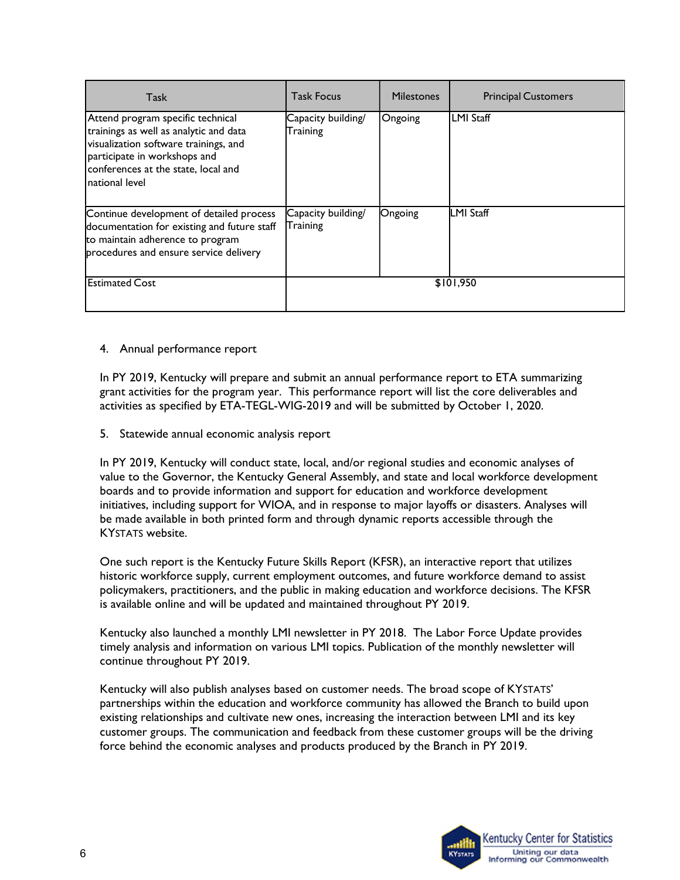| Task | Task Focus | Milestones | Principal Customers |
| --- | --- | --- | --- |
| Attend program specific technical trainings as well as analytic and data visualization software trainings, and participate in workshops and conferences at the state, local and national level | Capacity building/ Training | Ongoing | LMI Staff |
| Continue development of detailed process documentation for existing and future staff to maintain adherence to program procedures and ensure service delivery | Capacity building/ Training | Ongoing | LMI Staff |
| Estimated Cost | $101,950 | | |

4. Annual performance report

In PY 2019, Kentucky will prepare and submit an annual performance report to ETA summarizing grant activities for the program year. This performance report will list the core deliverables and activities as specified by ETA-TEGL-WIG-2019 and will be submitted by October 1, 2020.

5. Statewide annual economic analysis report

In PY 2019, Kentucky will conduct state, local, and/or regional studies and economic analyses of value to the Governor, the Kentucky General Assembly, and state and local workforce development boards and to provide information and support for education and workforce development initiatives, including support for WIOA, and in response to major layoffs or disasters. Analyses will be made available in both printed form and through dynamic reports accessible through the KYSTATS website.

One such report is the Kentucky Future Skills Report (KFSR), an interactive report that utilizes historic workforce supply, current employment outcomes, and future workforce demand to assist policymakers, practitioners, and the public in making education and workforce decisions. The KFSR is available online and will be updated and maintained throughout PY 2019.

Kentucky also launched a monthly LMI newsletter in PY 2018. The Labor Force Update provides timely analysis and information on various LMI topics. Publication of the monthly newsletter will continue throughout PY 2019.

Kentucky will also publish analyses based on customer needs. The broad scope of KYSTATS' partnerships within the education and workforce community has allowed the Branch to build upon existing relationships and cultivate new ones, increasing the interaction between LMI and its key customer groups. The communication and feedback from these customer groups will be the driving force behind the economic analyses and products produced by the Branch in PY 2019.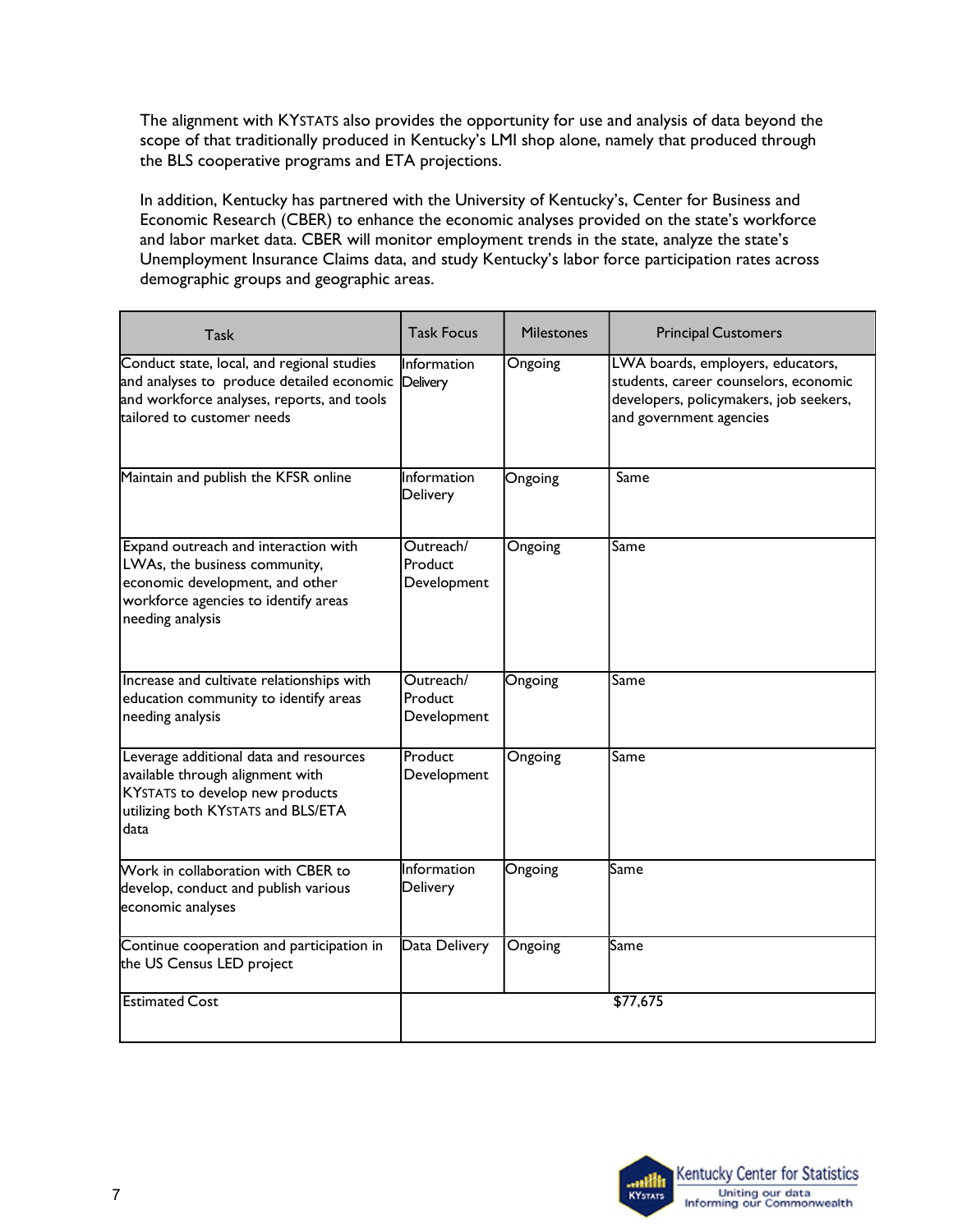The alignment with KYSTATS also provides the opportunity for use and analysis of data beyond the scope of that traditionally produced in Kentucky's LMI shop alone, namely that produced through the BLS cooperative programs and ETA projections.

In addition, Kentucky has partnered with the University of Kentucky's, Center for Business and Economic Research (CBER) to enhance the economic analyses provided on the state's workforce and labor market data. CBER will monitor employment trends in the state, analyze the state's Unemployment Insurance Claims data, and study Kentucky's labor force participation rates across demographic groups and geographic areas.

| Task | Task Focus | Milestones | Principal Customers |
|---|---|---|---|
| Conduct state, local, and regional studies and analyses to produce detailed economic and workforce analyses, reports, and tools tailored to customer needs | Information Delivery | Ongoing | LWA boards, employers, educators, students, career counselors, economic developers, policymakers, job seekers, and government agencies |
| Maintain and publish the KFSR online | Information Delivery | Ongoing | Same |
| Expand outreach and interaction with LWAs, the business community, economic development, and other workforce agencies to identify areas needing analysis | Outreach/ Product Development | Ongoing | Same |
| Increase and cultivate relationships with education community to identify areas needing analysis | Outreach/ Product Development | Ongoing | Same |
| Leverage additional data and resources available through alignment with KYSTATS to develop new products utilizing both KYSTATS and BLS/ETA data | Product Development | Ongoing | Same |
| Work in collaboration with CBER to develop, conduct and publish various economic analyses | Information Delivery | Ongoing | Same |
| Continue cooperation and participation in the US Census LED project | Data Delivery | Ongoing | Same |
| Estimated Cost | $77,675 | | |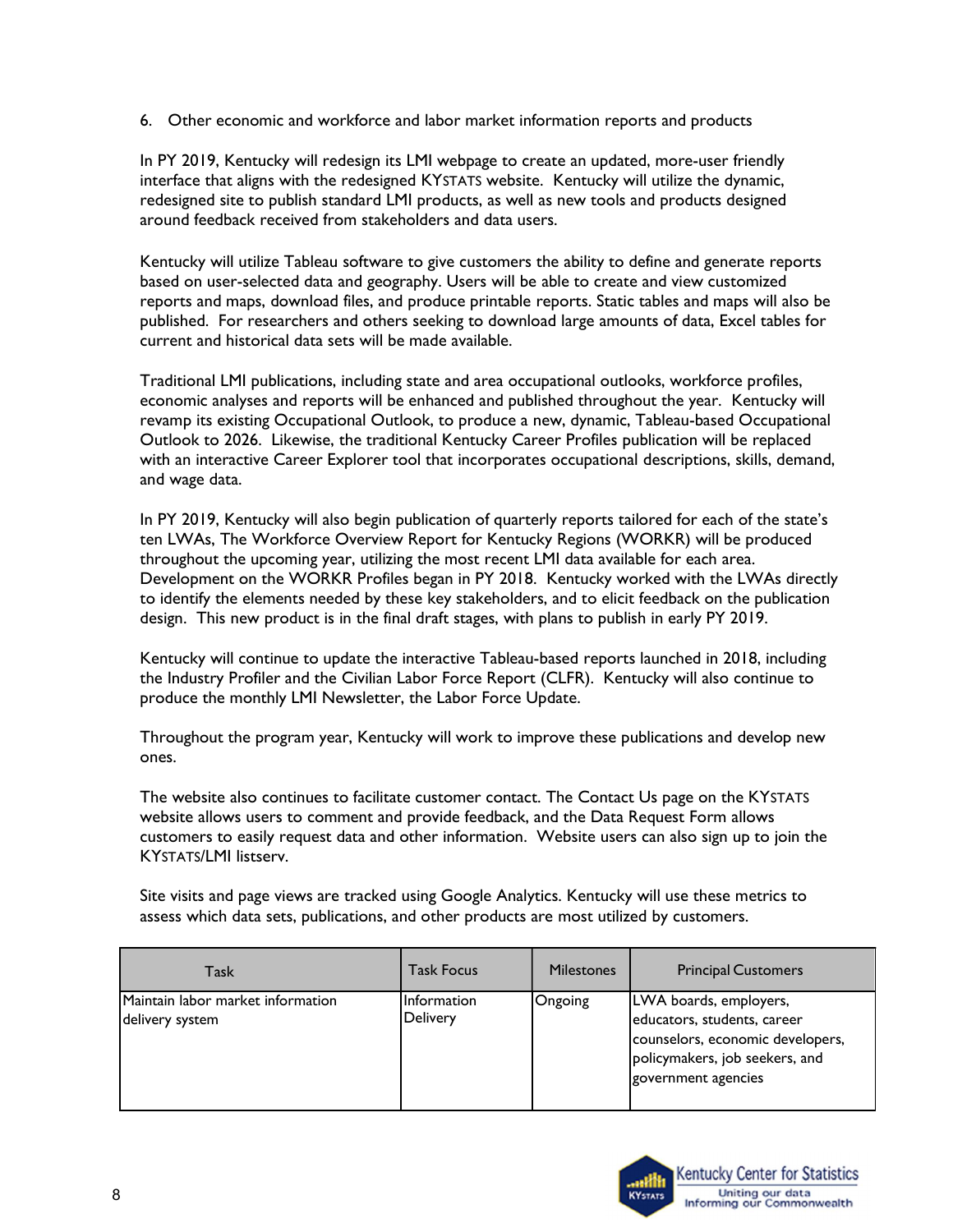6. Other economic and workforce and labor market information reports and products

In PY 2019, Kentucky will redesign its LMI webpage to create an updated, more-user friendly interface that aligns with the redesigned KYSTATS website. Kentucky will utilize the dynamic, redesigned site to publish standard LMI products, as well as new tools and products designed around feedback received from stakeholders and data users.

Kentucky will utilize Tableau software to give customers the ability to define and generate reports based on user-selected data and geography. Users will be able to create and view customized reports and maps, download files, and produce printable reports. Static tables and maps will also be published. For researchers and others seeking to download large amounts of data, Excel tables for current and historical data sets will be made available.

Traditional LMI publications, including state and area occupational outlooks, workforce profiles, economic analyses and reports will be enhanced and published throughout the year. Kentucky will revamp its existing Occupational Outlook, to produce a new, dynamic, Tableau-based Occupational Outlook to 2026. Likewise, the traditional Kentucky Career Profiles publication will be replaced with an interactive Career Explorer tool that incorporates occupational descriptions, skills, demand, and wage data.

In PY 2019, Kentucky will also begin publication of quarterly reports tailored for each of the state's ten LWAs, The Workforce Overview Report for Kentucky Regions (WORKR) will be produced throughout the upcoming year, utilizing the most recent LMI data available for each area. Development on the WORKR Profiles began in PY 2018. Kentucky worked with the LWAs directly to identify the elements needed by these key stakeholders, and to elicit feedback on the publication design. This new product is in the final draft stages, with plans to publish in early PY 2019.

Kentucky will continue to update the interactive Tableau-based reports launched in 2018, including the Industry Profiler and the Civilian Labor Force Report (CLFR). Kentucky will also continue to produce the monthly LMI Newsletter, the Labor Force Update.

Throughout the program year, Kentucky will work to improve these publications and develop new ones.

The website also continues to facilitate customer contact. The Contact Us page on the KYSTATS website allows users to comment and provide feedback, and the Data Request Form allows customers to easily request data and other information. Website users can also sign up to join the KYSTATS/LMI listserv.

Site visits and page views are tracked using Google Analytics. Kentucky will use these metrics to assess which data sets, publications, and other products are most utilized by customers.

| Task | Task Focus | Milestones | Principal Customers |
|---|---|---|---|
| Maintain labor market information delivery system | Information Delivery | Ongoing | LWA boards, employers, educators, students, career counselors, economic developers, policymakers, job seekers, and government agencies |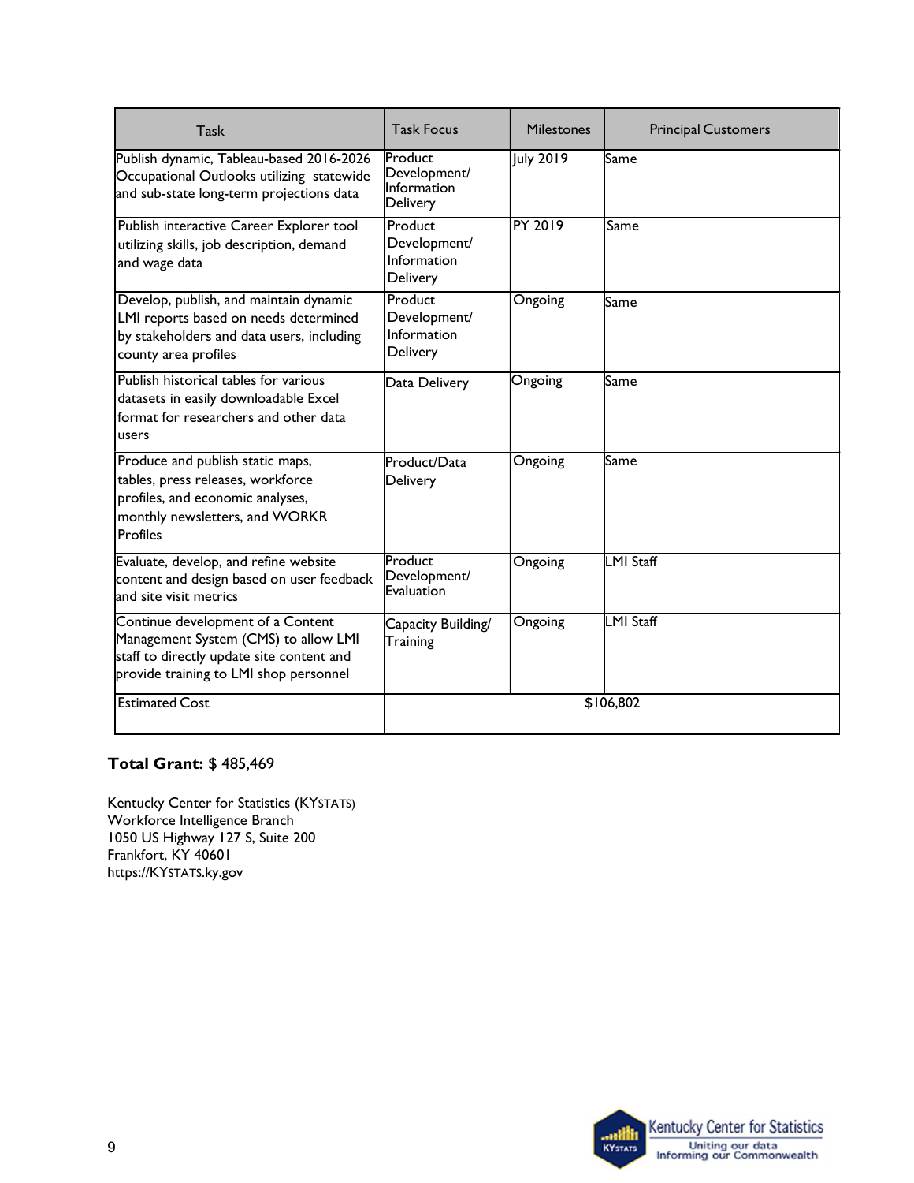| Task | Task Focus | Milestones | Principal Customers |
|---|---|---|---|
| Publish dynamic, Tableau-based 2016-2026 Occupational Outlooks utilizing statewide and sub-state long-term projections data | Product Development/ Information Delivery | July 2019 | Same |
| Publish interactive Career Explorer tool utilizing skills, job description, demand and wage data | Product Development/ Information Delivery | PY 2019 | Same |
| Develop, publish, and maintain dynamic LMI reports based on needs determined by stakeholders and data users, including county area profiles | Product Development/ Information Delivery | Ongoing | Same |
| Publish historical tables for various datasets in easily downloadable Excel format for researchers and other data users | Data Delivery | Ongoing | Same |
| Produce and publish static maps, tables, press releases, workforce profiles, and economic analyses, monthly newsletters, and WORKR Profiles | Product/Data Delivery | Ongoing | Same |
| Evaluate, develop, and refine website content and design based on user feedback and site visit metrics | Product Development/ Evaluation | Ongoing | LMI Staff |
| Continue development of a Content Management System (CMS) to allow LMI staff to directly update site content and provide training to LMI shop personnel | Capacity Building/ Training | Ongoing | LMI Staff |
| Estimated Cost | $106,802 | | |

**Total Grant:** $ 485,469

Kentucky Center for Statistics (KYSTATS)
Workforce Intelligence Branch
1050 US Highway 127 S, Suite 200
Frankfort, KY 40601
https://KYSTATS.ky.gov